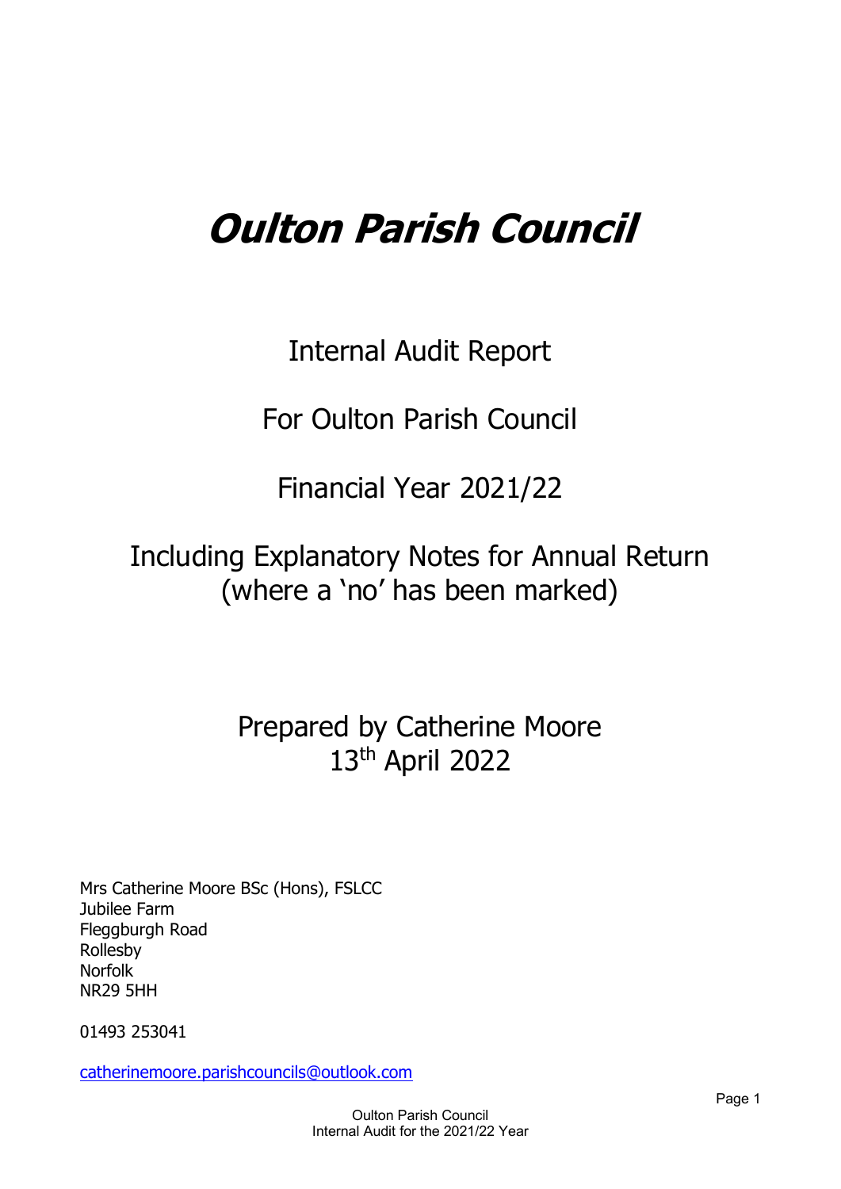# *Oulton Parish Council*

Internal Audit Report

For Oulton Parish Council

Financial Year 2021/22

Including Explanatory Notes for Annual Return (where a 'no' has been marked)

Prepared by Catherine Moore
13th April 2022

Mrs Catherine Moore BSc (Hons), FSLCC
Jubilee Farm
Fleggburgh Road
Rollesby
Norfolk
NR29 5HH

01493 253041

catherinemoore.parishcouncils@outlook.com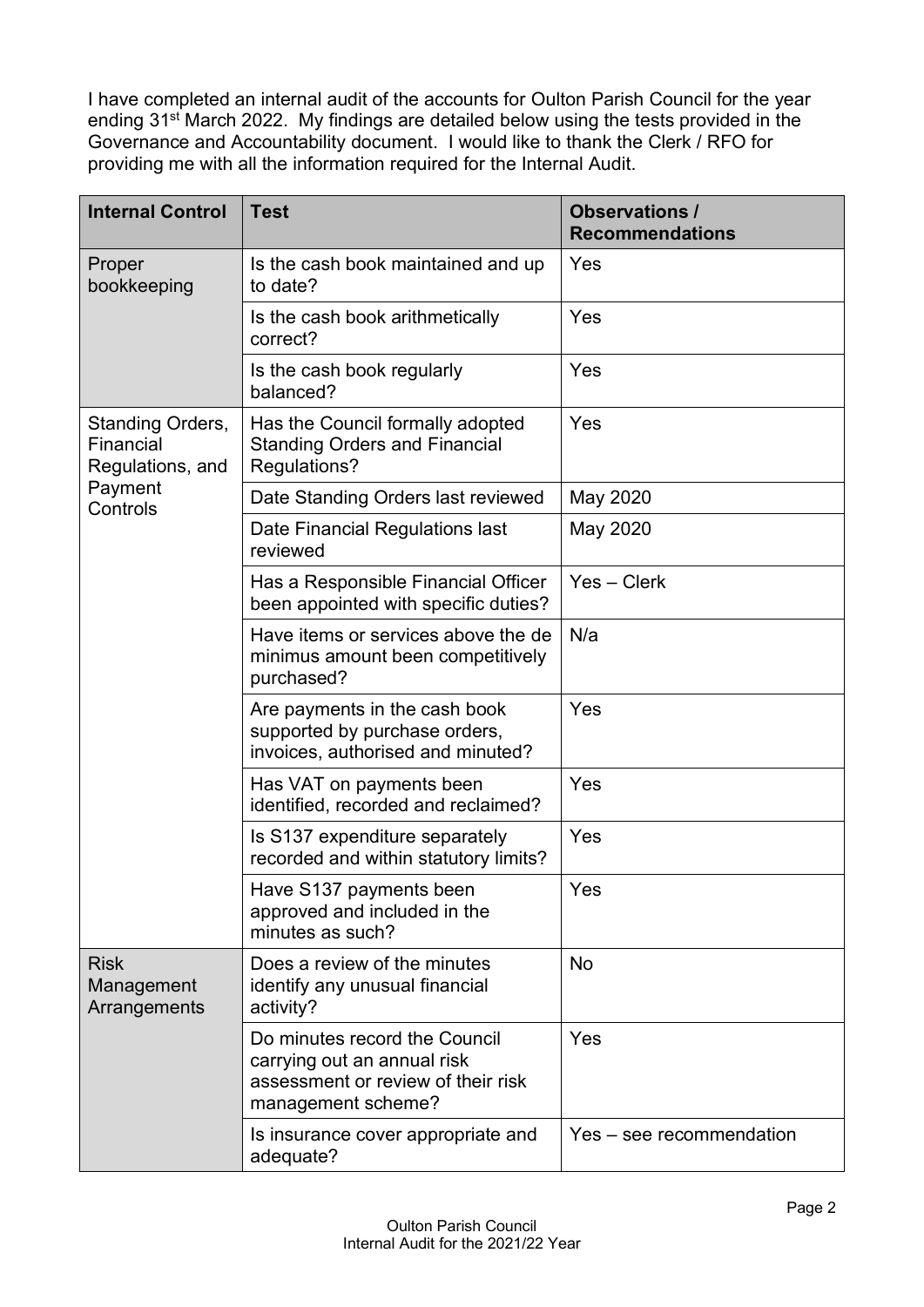I have completed an internal audit of the accounts for Oulton Parish Council for the year ending 31st March 2022. My findings are detailed below using the tests provided in the Governance and Accountability document. I would like to thank the Clerk / RFO for providing me with all the information required for the Internal Audit.

| Internal Control | Test | Observations / Recommendations |
|---|---|---|
| Proper bookkeeping | Is the cash book maintained and up to date? | Yes |
| | Is the cash book arithmetically correct? | Yes |
| | Is the cash book regularly balanced? | Yes |
| Standing Orders, Financial Regulations, and Payment Controls | Has the Council formally adopted Standing Orders and Financial Regulations? | Yes |
| | Date Standing Orders last reviewed | May 2020 |
| | Date Financial Regulations last reviewed | May 2020 |
| | Has a Responsible Financial Officer been appointed with specific duties? | Yes – Clerk |
| | Have items or services above the de minimus amount been competitively purchased? | N/a |
| | Are payments in the cash book supported by purchase orders, invoices, authorised and minuted? | Yes |
| | Has VAT on payments been identified, recorded and reclaimed? | Yes |
| | Is S137 expenditure separately recorded and within statutory limits? | Yes |
| | Have S137 payments been approved and included in the minutes as such? | Yes |
| Risk Management Arrangements | Does a review of the minutes identify any unusual financial activity? | No |
| | Do minutes record the Council carrying out an annual risk assessment or review of their risk management scheme? | Yes |
| | Is insurance cover appropriate and adequate? | Yes – see recommendation |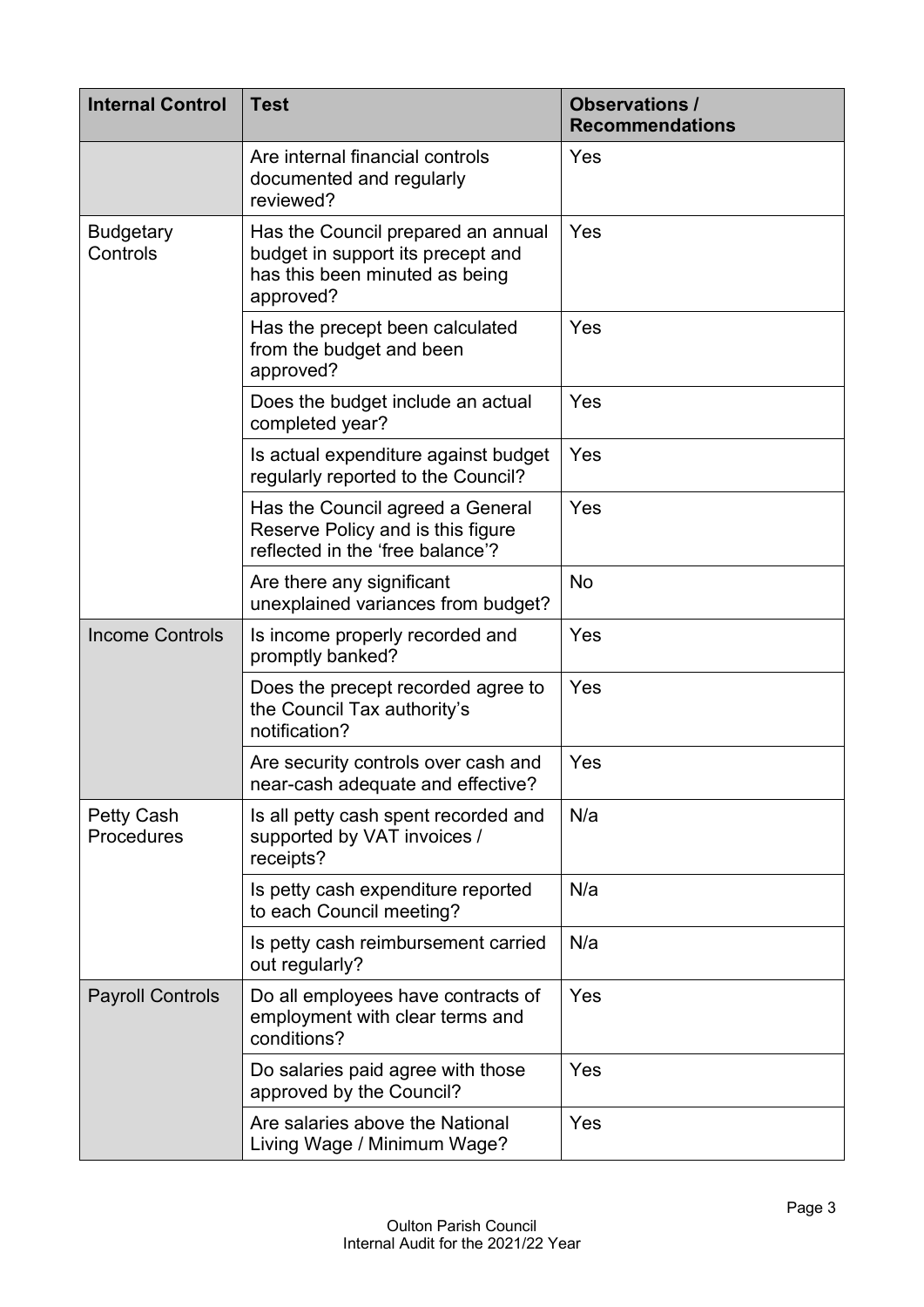| Internal Control | Test | Observations / Recommendations |
|---|---|---|
| | Are internal financial controls documented and regularly reviewed? | Yes |
| Budgetary Controls | Has the Council prepared an annual budget in support its precept and has this been minuted as being approved? | Yes |
| | Has the precept been calculated from the budget and been approved? | Yes |
| | Does the budget include an actual completed year? | Yes |
| | Is actual expenditure against budget regularly reported to the Council? | Yes |
| | Has the Council agreed a General Reserve Policy and is this figure reflected in the 'free balance'? | Yes |
| | Are there any significant unexplained variances from budget? | No |
| Income Controls | Is income properly recorded and promptly banked? | Yes |
| | Does the precept recorded agree to the Council Tax authority's notification? | Yes |
| | Are security controls over cash and near-cash adequate and effective? | Yes |
| Petty Cash Procedures | Is all petty cash spent recorded and supported by VAT invoices / receipts? | N/a |
| | Is petty cash expenditure reported to each Council meeting? | N/a |
| | Is petty cash reimbursement carried out regularly? | N/a |
| Payroll Controls | Do all employees have contracts of employment with clear terms and conditions? | Yes |
| | Do salaries paid agree with those approved by the Council? | Yes |
| | Are salaries above the National Living Wage / Minimum Wage? | Yes |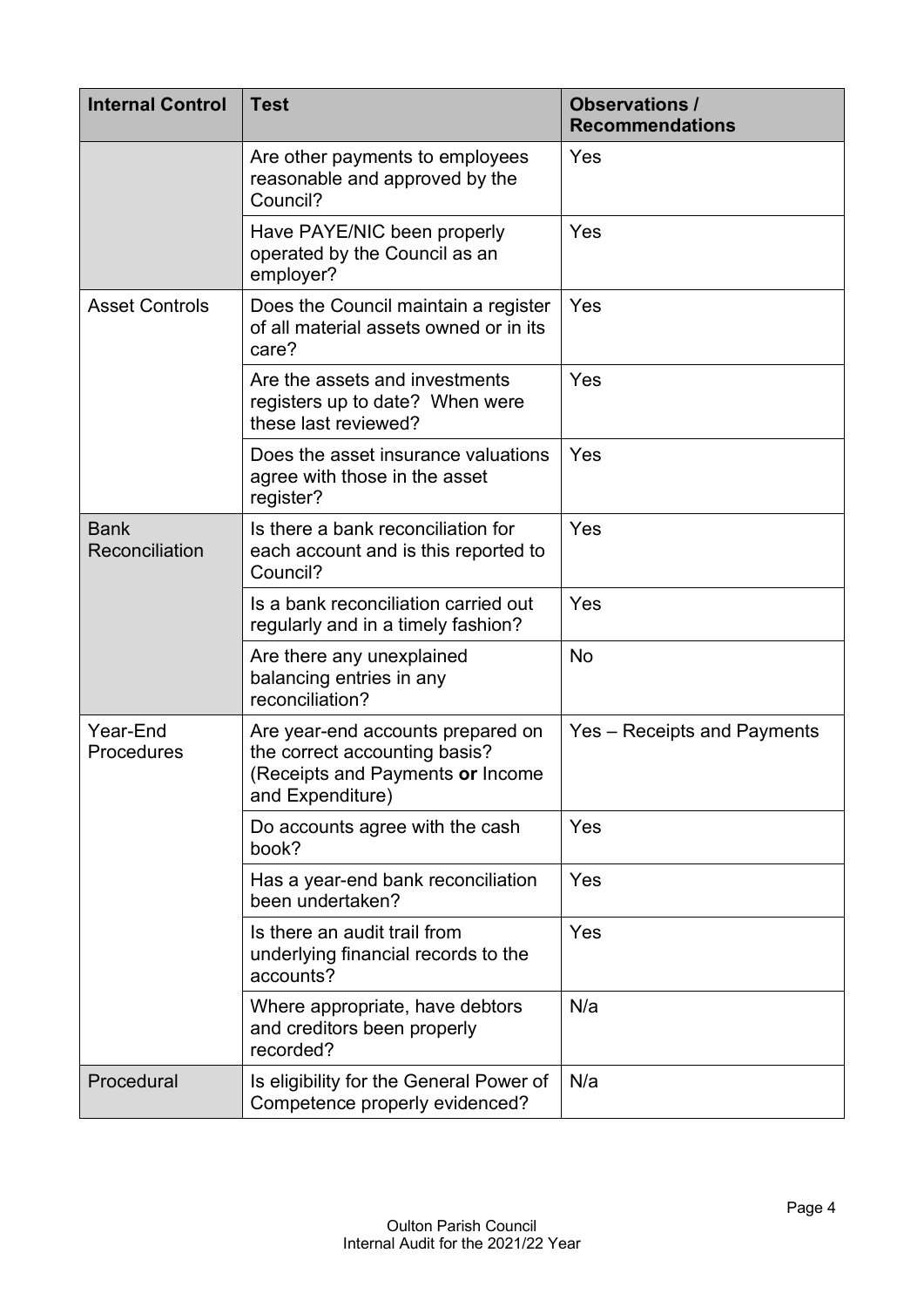| Internal Control | Test | Observations / Recommendations |
| --- | --- | --- |
| | Are other payments to employees reasonable and approved by the Council? | Yes |
| | Have PAYE/NIC been properly operated by the Council as an employer? | Yes |
| Asset Controls | Does the Council maintain a register of all material assets owned or in its care? | Yes |
| | Are the assets and investments registers up to date? When were these last reviewed? | Yes |
| | Does the asset insurance valuations agree with those in the asset register? | Yes |
| Bank Reconciliation | Is there a bank reconciliation for each account and is this reported to Council? | Yes |
| | Is a bank reconciliation carried out regularly and in a timely fashion? | Yes |
| | Are there any unexplained balancing entries in any reconciliation? | No |
| Year-End Procedures | Are year-end accounts prepared on the correct accounting basis? (Receipts and Payments **or** Income and Expenditure) | Yes – Receipts and Payments |
| | Do accounts agree with the cash book? | Yes |
| | Has a year-end bank reconciliation been undertaken? | Yes |
| | Is there an audit trail from underlying financial records to the accounts? | Yes |
| | Where appropriate, have debtors and creditors been properly recorded? | N/a |
| Procedural | Is eligibility for the General Power of Competence properly evidenced? | N/a |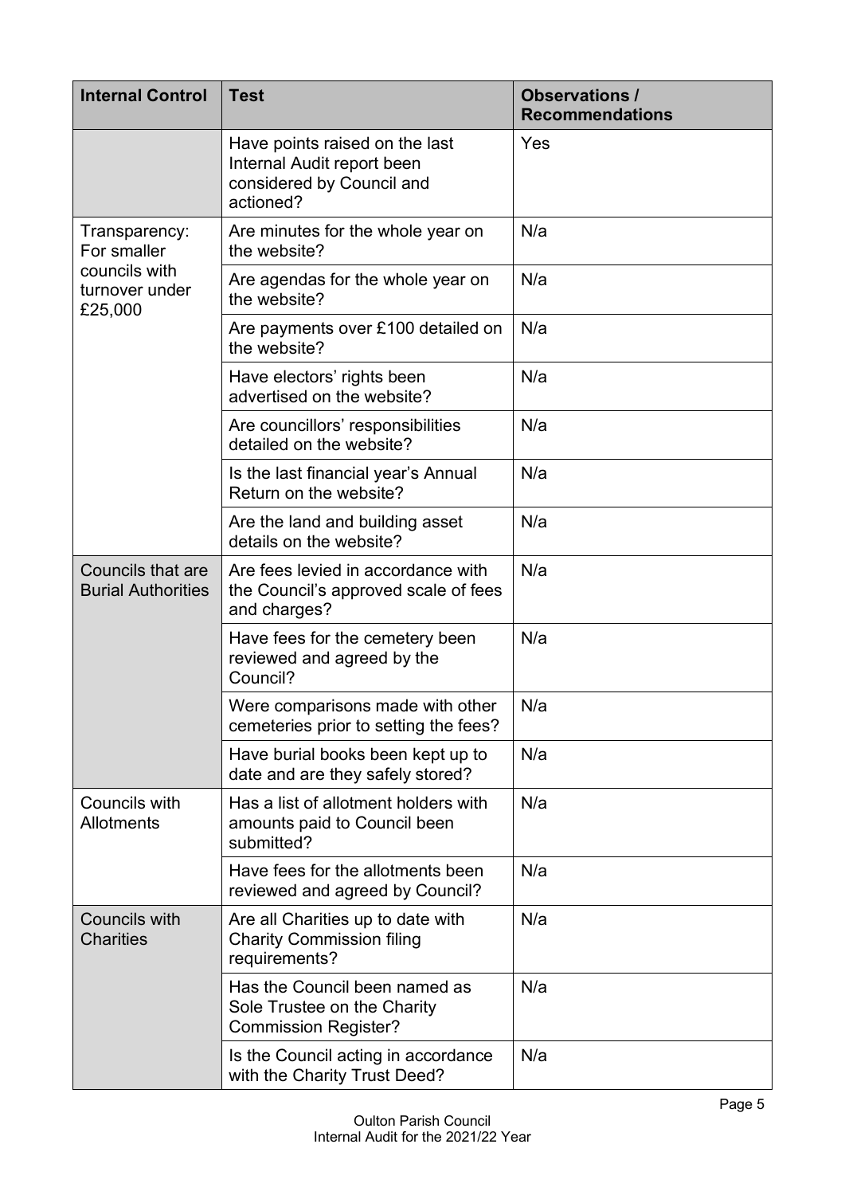| Internal Control | Test | Observations / Recommendations |
|---|---|---|
| | Have points raised on the last Internal Audit report been considered by Council and actioned? | Yes |
| Transparency: For smaller councils with turnover under £25,000 | Are minutes for the whole year on the website? | N/a |
| | Are agendas for the whole year on the website? | N/a |
| | Are payments over £100 detailed on the website? | N/a |
| | Have electors' rights been advertised on the website? | N/a |
| | Are councillors' responsibilities detailed on the website? | N/a |
| | Is the last financial year's Annual Return on the website? | N/a |
| | Are the land and building asset details on the website? | N/a |
| Councils that are Burial Authorities | Are fees levied in accordance with the Council's approved scale of fees and charges? | N/a |
| | Have fees for the cemetery been reviewed and agreed by the Council? | N/a |
| | Were comparisons made with other cemeteries prior to setting the fees? | N/a |
| | Have burial books been kept up to date and are they safely stored? | N/a |
| Councils with Allotments | Has a list of allotment holders with amounts paid to Council been submitted? | N/a |
| | Have fees for the allotments been reviewed and agreed by Council? | N/a |
| Councils with Charities | Are all Charities up to date with Charity Commission filing requirements? | N/a |
| | Has the Council been named as Sole Trustee on the Charity Commission Register? | N/a |
| | Is the Council acting in accordance with the Charity Trust Deed? | N/a |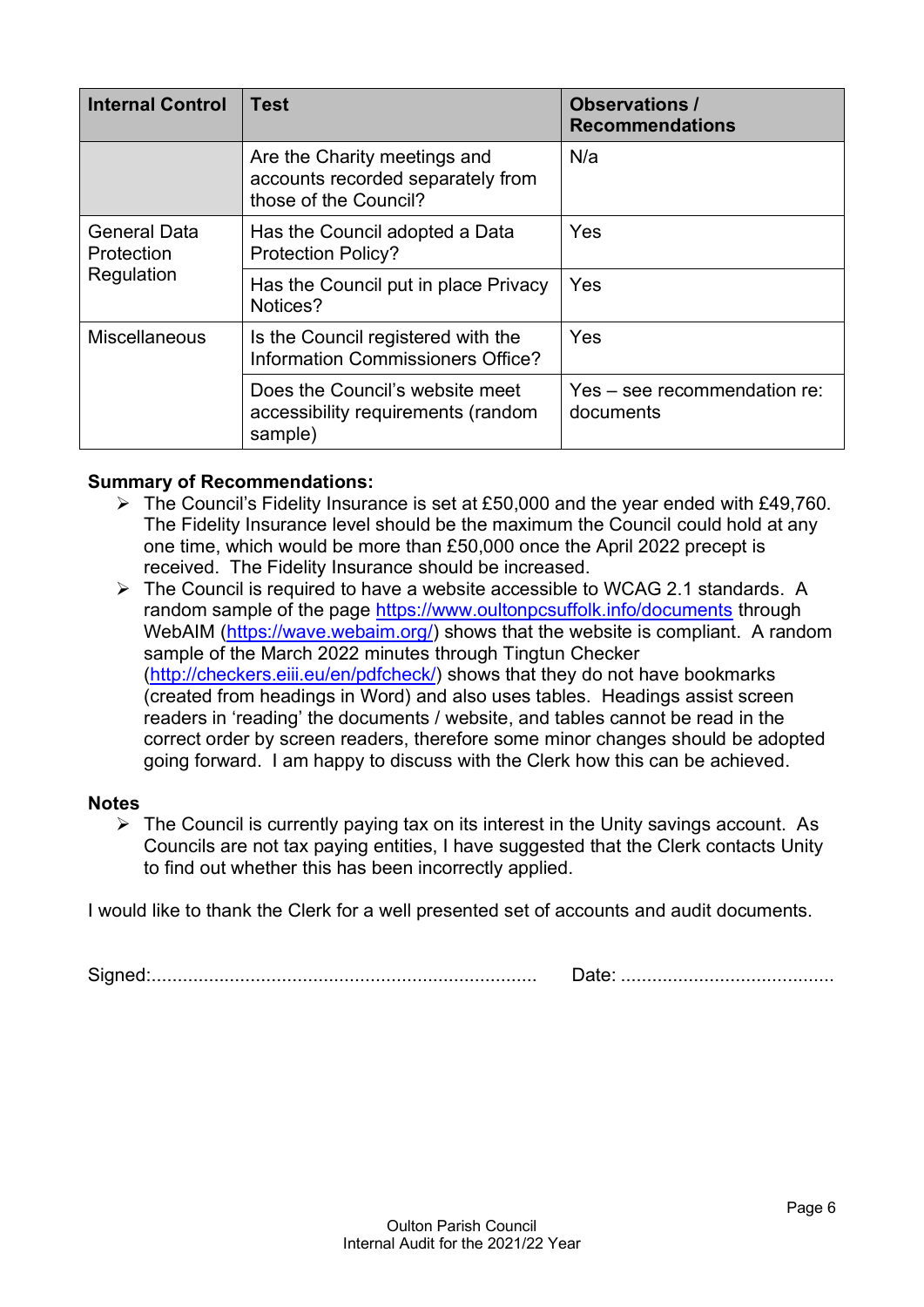| Internal Control | Test | Observations / Recommendations |
|---|---|---|
| | Are the Charity meetings and accounts recorded separately from those of the Council? | N/a |
| General Data Protection Regulation | Has the Council adopted a Data Protection Policy? | Yes |
| | Has the Council put in place Privacy Notices? | Yes |
| Miscellaneous | Is the Council registered with the Information Commissioners Office? | Yes |
| | Does the Council's website meet accessibility requirements (random sample) | Yes – see recommendation re: documents |

**Summary of Recommendations:**

- The Council's Fidelity Insurance is set at £50,000 and the year ended with £49,760. The Fidelity Insurance level should be the maximum the Council could hold at any one time, which would be more than £50,000 once the April 2022 precept is received. The Fidelity Insurance should be increased.
- The Council is required to have a website accessible to WCAG 2.1 standards. A random sample of the page https://www.oultonpcsuffolk.info/documents through WebAIM (https://wave.webaim.org/) shows that the website is compliant. A random sample of the March 2022 minutes through Tingtun Checker (http://checkers.eiii.eu/en/pdfcheck/) shows that they do not have bookmarks (created from headings in Word) and also uses tables. Headings assist screen readers in 'reading' the documents / website, and tables cannot be read in the correct order by screen readers, therefore some minor changes should be adopted going forward. I am happy to discuss with the Clerk how this can be achieved.

**Notes**

- The Council is currently paying tax on its interest in the Unity savings account. As Councils are not tax paying entities, I have suggested that the Clerk contacts Unity to find out whether this has been incorrectly applied.

I would like to thank the Clerk for a well presented set of accounts and audit documents.

Signed:......................................................................... Date: ........................................